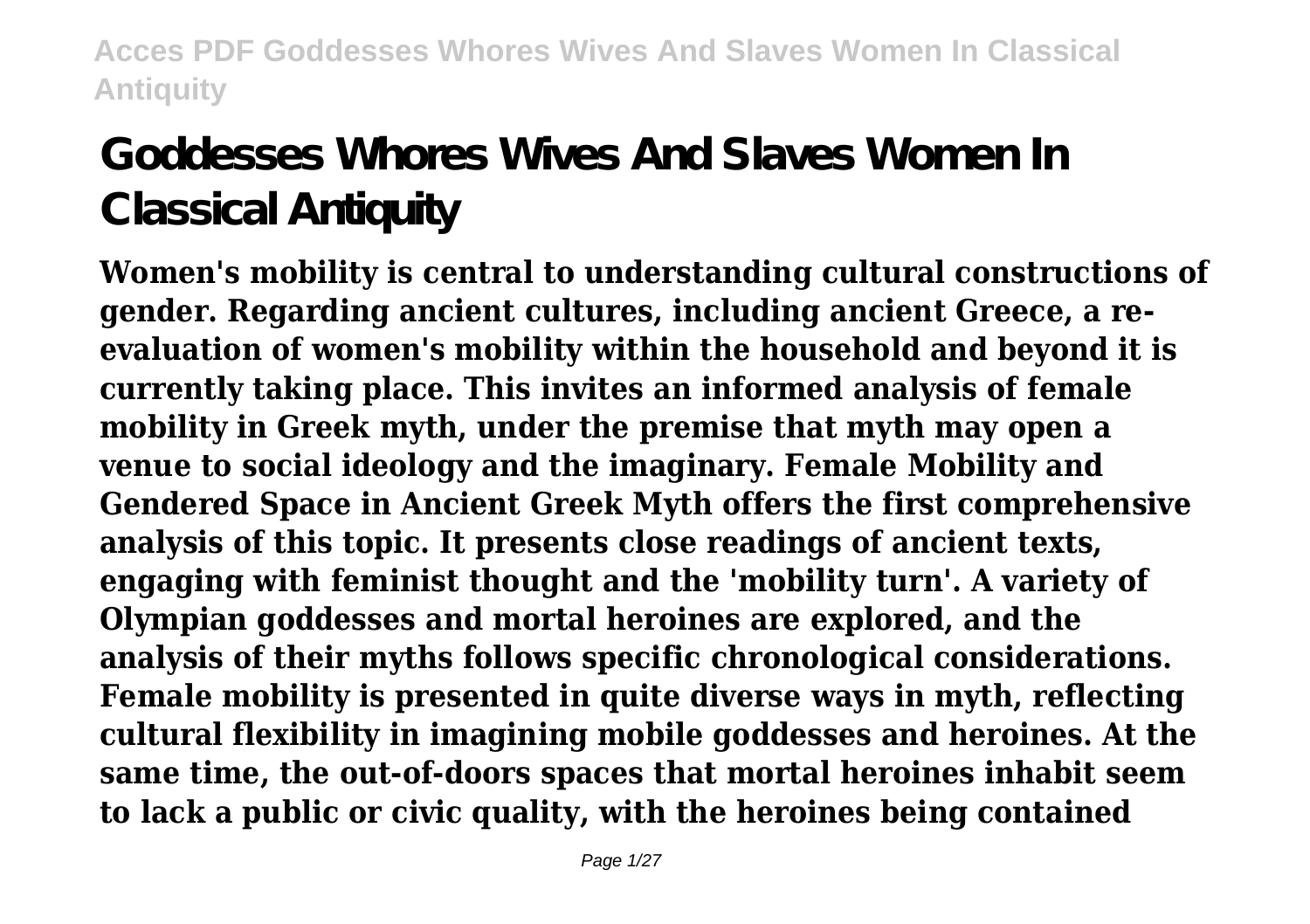# Goddesses Whores Wives And Slaves Women In Classical Antiquity

**Women's mobility is central to understanding cultural constructions of gender. Regarding ancient cultures, including ancient Greece, a re-evaluation of women's mobility within the household and beyond it is currently taking place. This invites an informed analysis of female mobility in Greek myth, under the premise that myth may open a venue to social ideology and the imaginary. Female Mobility and Gendered Space in Ancient Greek Myth offers the first comprehensive analysis of this topic. It presents close readings of ancient texts, engaging with feminist thought and the 'mobility turn'. A variety of Olympian goddesses and mortal heroines are explored, and the analysis of their myths follows specific chronological considerations. Female mobility is presented in quite diverse ways in myth, reflecting cultural flexibility in imagining mobile goddesses and heroines. At the same time, the out-of-doors spaces that mortal heroines inhabit seem to lack a public or civic quality, with the heroines being contained**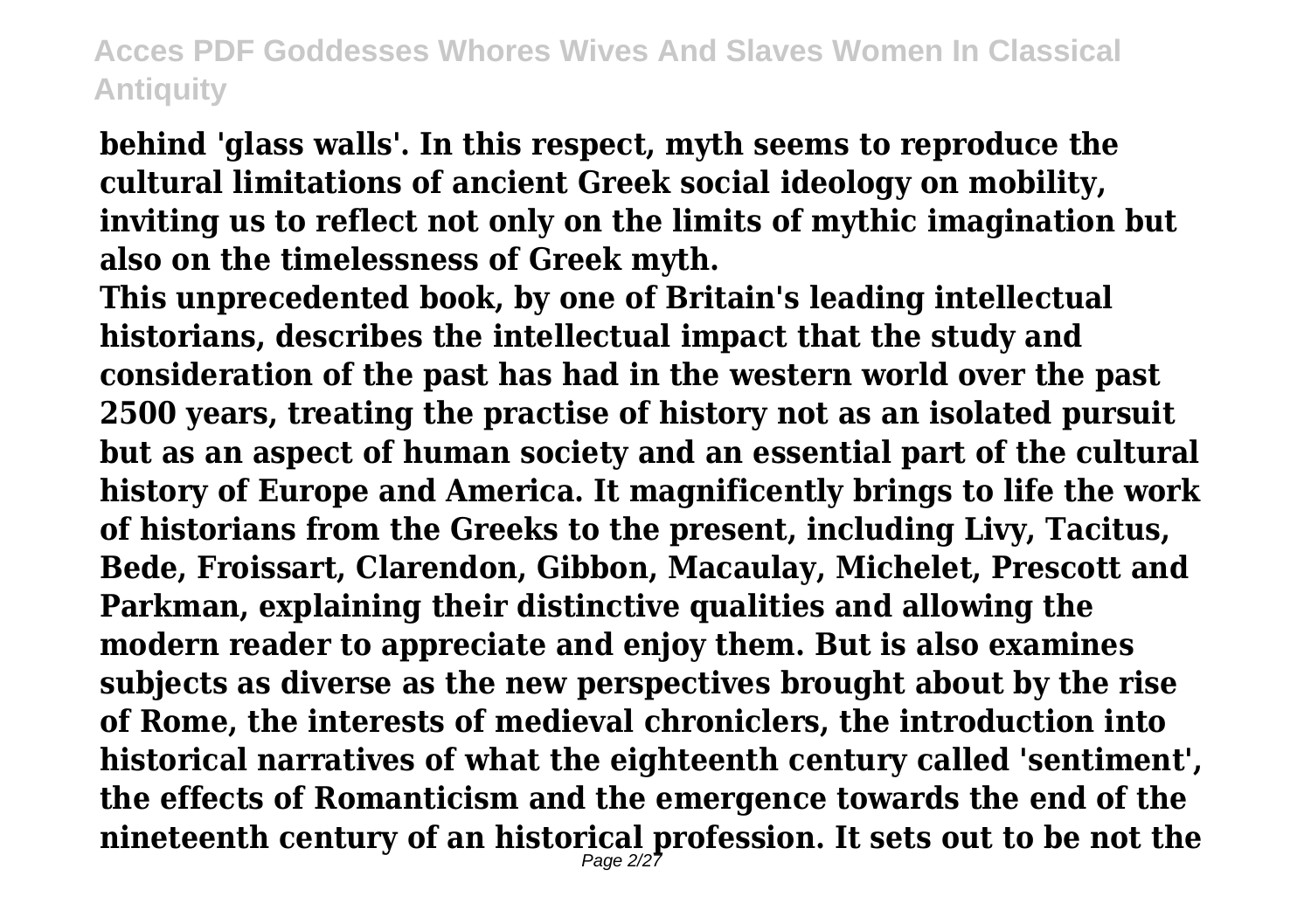**behind 'glass walls'. In this respect, myth seems to reproduce the cultural limitations of ancient Greek social ideology on mobility, inviting us to reflect not only on the limits of mythic imagination but also on the timelessness of Greek myth.**

**This unprecedented book, by one of Britain's leading intellectual historians, describes the intellectual impact that the study and consideration of the past has had in the western world over the past 2500 years, treating the practise of history not as an isolated pursuit but as an aspect of human society and an essential part of the cultural history of Europe and America. It magnificently brings to life the work of historians from the Greeks to the present, including Livy, Tacitus, Bede, Froissart, Clarendon, Gibbon, Macaulay, Michelet, Prescott and Parkman, explaining their distinctive qualities and allowing the modern reader to appreciate and enjoy them. But is also examines subjects as diverse as the new perspectives brought about by the rise of Rome, the interests of medieval chroniclers, the introduction into historical narratives of what the eighteenth century called 'sentiment', the effects of Romanticism and the emergence towards the end of the nineteenth century of an historical profession. It sets out to be not the**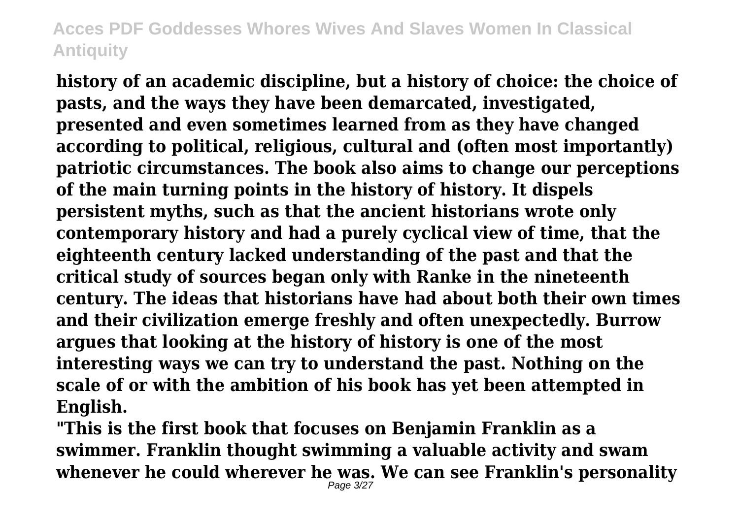**history of an academic discipline, but a history of choice: the choice of pasts, and the ways they have been demarcated, investigated, presented and even sometimes learned from as they have changed according to political, religious, cultural and (often most importantly) patriotic circumstances. The book also aims to change our perceptions of the main turning points in the history of history. It dispels persistent myths, such as that the ancient historians wrote only contemporary history and had a purely cyclical view of time, that the eighteenth century lacked understanding of the past and that the critical study of sources began only with Ranke in the nineteenth century. The ideas that historians have had about both their own times and their civilization emerge freshly and often unexpectedly. Burrow argues that looking at the history of history is one of the most interesting ways we can try to understand the past. Nothing on the scale of or with the ambition of his book has yet been attempted in English.**

**"This is the first book that focuses on Benjamin Franklin as a swimmer. Franklin thought swimming a valuable activity and swam whenever he could wherever he was. We can see Franklin's personality**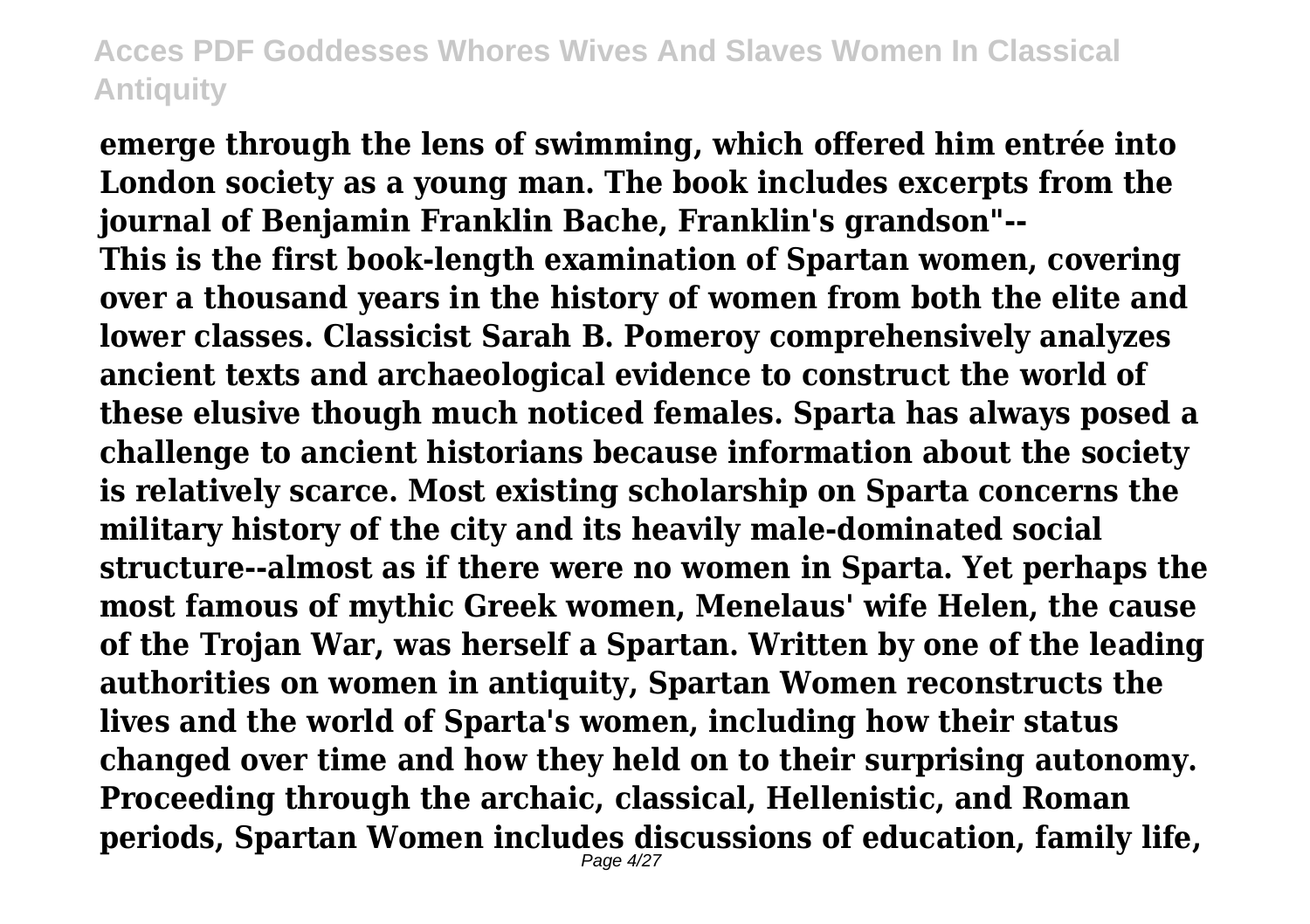**emerge through the lens of swimming, which offered him entrée into London society as a young man. The book includes excerpts from the journal of Benjamin Franklin Bache, Franklin's grandson"--**

**This is the first book-length examination of Spartan women, covering over a thousand years in the history of women from both the elite and lower classes. Classicist Sarah B. Pomeroy comprehensively analyzes ancient texts and archaeological evidence to construct the world of these elusive though much noticed females. Sparta has always posed a challenge to ancient historians because information about the society is relatively scarce. Most existing scholarship on Sparta concerns the military history of the city and its heavily male-dominated social structure--almost as if there were no women in Sparta. Yet perhaps the most famous of mythic Greek women, Menelaus' wife Helen, the cause of the Trojan War, was herself a Spartan. Written by one of the leading authorities on women in antiquity, Spartan Women reconstructs the lives and the world of Sparta's women, including how their status changed over time and how they held on to their surprising autonomy. Proceeding through the archaic, classical, Hellenistic, and Roman periods, Spartan Women includes discussions of education, family life,**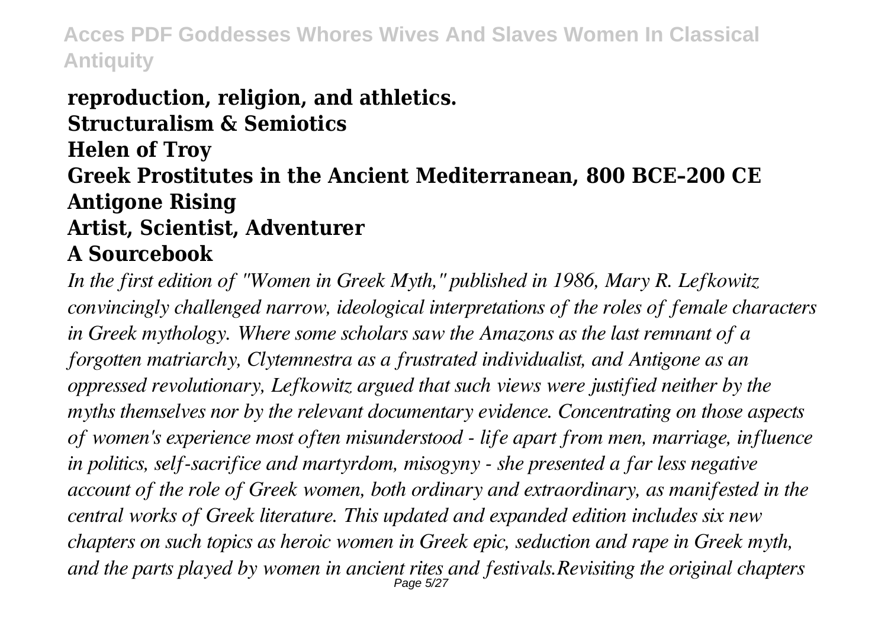**reproduction, religion, and athletics.**
**Structuralism & Semiotics**
**Helen of Troy**
**Greek Prostitutes in the Ancient Mediterranean, 800 BCE–200 CE**
**Antigone Rising**
**Artist, Scientist, Adventurer**
**A Sourcebook**

*In the first edition of "Women in Greek Myth," published in 1986, Mary R. Lefkowitz convincingly challenged narrow, ideological interpretations of the roles of female characters in Greek mythology. Where some scholars saw the Amazons as the last remnant of a forgotten matriarchy, Clytemnestra as a frustrated individualist, and Antigone as an oppressed revolutionary, Lefkowitz argued that such views were justified neither by the myths themselves nor by the relevant documentary evidence. Concentrating on those aspects of women's experience most often misunderstood - life apart from men, marriage, influence in politics, self-sacrifice and martyrdom, misogyny - she presented a far less negative account of the role of Greek women, both ordinary and extraordinary, as manifested in the central works of Greek literature. This updated and expanded edition includes six new chapters on such topics as heroic women in Greek epic, seduction and rape in Greek myth, and the parts played by women in ancient rites and festivals.Revisiting the original chapters*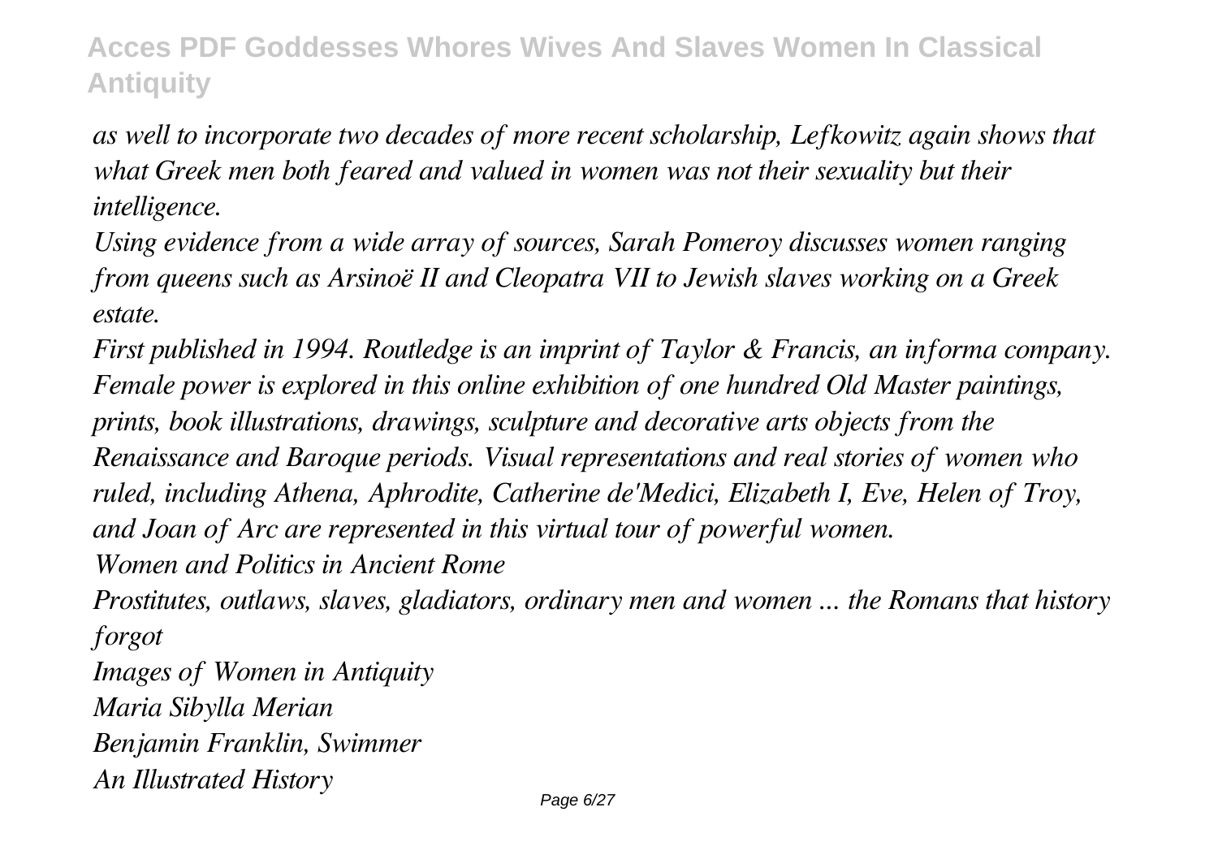*as well to incorporate two decades of more recent scholarship, Lefkowitz again shows that what Greek men both feared and valued in women was not their sexuality but their intelligence.*

*Using evidence from a wide array of sources, Sarah Pomeroy discusses women ranging from queens such as Arsinoë II and Cleopatra VII to Jewish slaves working on a Greek estate.*

*First published in 1994. Routledge is an imprint of Taylor & Francis, an informa company.*

*Female power is explored in this online exhibition of one hundred Old Master paintings, prints, book illustrations, drawings, sculpture and decorative arts objects from the Renaissance and Baroque periods. Visual representations and real stories of women who ruled, including Athena, Aphrodite, Catherine de'Medici, Elizabeth I, Eve, Helen of Troy, and Joan of Arc are represented in this virtual tour of powerful women.*

*Women and Politics in Ancient Rome*

*Prostitutes, outlaws, slaves, gladiators, ordinary men and women ... the Romans that history forgot*

*Images of Women in Antiquity*

*Maria Sibylla Merian*

*Benjamin Franklin, Swimmer*

*An Illustrated History*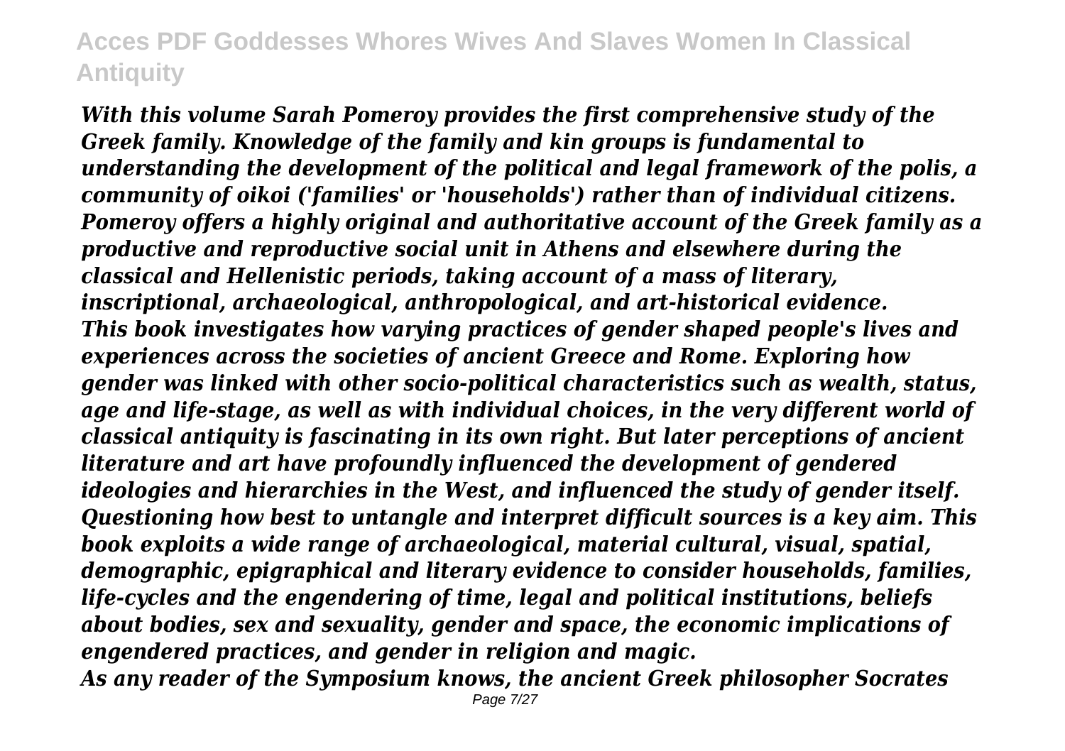*With this volume Sarah Pomeroy provides the first comprehensive study of the Greek family. Knowledge of the family and kin groups is fundamental to understanding the development of the political and legal framework of the polis, a community of oikoi ('families' or 'households') rather than of individual citizens. Pomeroy offers a highly original and authoritative account of the Greek family as a productive and reproductive social unit in Athens and elsewhere during the classical and Hellenistic periods, taking account of a mass of literary, inscriptional, archaeological, anthropological, and art-historical evidence.*

*This book investigates how varying practices of gender shaped people's lives and experiences across the societies of ancient Greece and Rome. Exploring how gender was linked with other socio-political characteristics such as wealth, status, age and life-stage, as well as with individual choices, in the very different world of classical antiquity is fascinating in its own right. But later perceptions of ancient literature and art have profoundly influenced the development of gendered ideologies and hierarchies in the West, and influenced the study of gender itself. Questioning how best to untangle and interpret difficult sources is a key aim. This book exploits a wide range of archaeological, material cultural, visual, spatial, demographic, epigraphical and literary evidence to consider households, families, life-cycles and the engendering of time, legal and political institutions, beliefs about bodies, sex and sexuality, gender and space, the economic implications of engendered practices, and gender in religion and magic.*

*As any reader of the Symposium knows, the ancient Greek philosopher Socrates*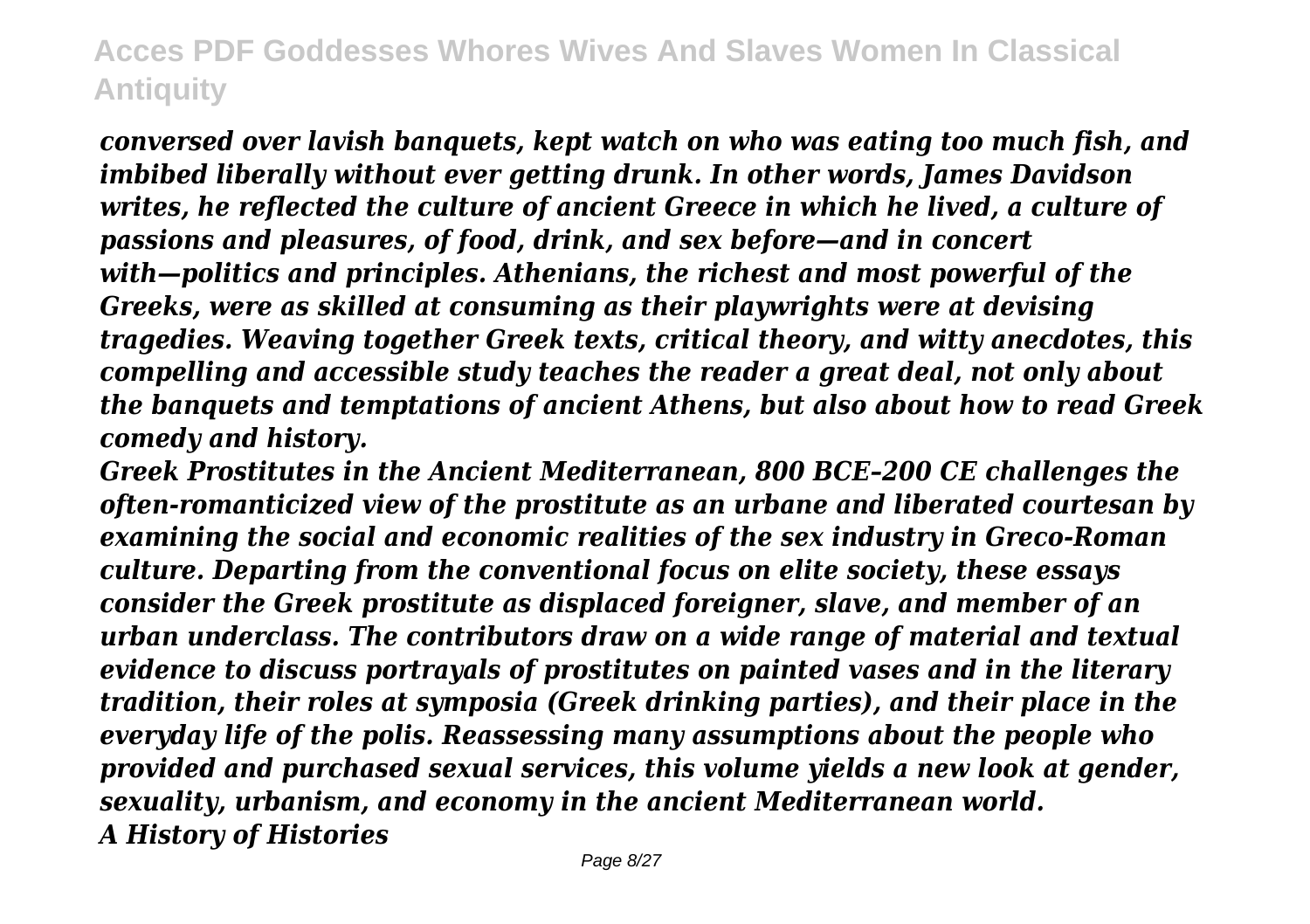*conversed over lavish banquets, kept watch on who was eating too much fish, and imbibed liberally without ever getting drunk. In other words, James Davidson writes, he reflected the culture of ancient Greece in which he lived, a culture of passions and pleasures, of food, drink, and sex before—and in concert with—politics and principles. Athenians, the richest and most powerful of the Greeks, were as skilled at consuming as their playwrights were at devising tragedies. Weaving together Greek texts, critical theory, and witty anecdotes, this compelling and accessible study teaches the reader a great deal, not only about the banquets and temptations of ancient Athens, but also about how to read Greek comedy and history.*

*Greek Prostitutes in the Ancient Mediterranean, 800 BCE–200 CE challenges the often-romanticized view of the prostitute as an urbane and liberated courtesan by examining the social and economic realities of the sex industry in Greco-Roman culture. Departing from the conventional focus on elite society, these essays consider the Greek prostitute as displaced foreigner, slave, and member of an urban underclass. The contributors draw on a wide range of material and textual evidence to discuss portrayals of prostitutes on painted vases and in the literary tradition, their roles at symposia (Greek drinking parties), and their place in the everyday life of the polis. Reassessing many assumptions about the people who provided and purchased sexual services, this volume yields a new look at gender, sexuality, urbanism, and economy in the ancient Mediterranean world.*

***A History of Histories***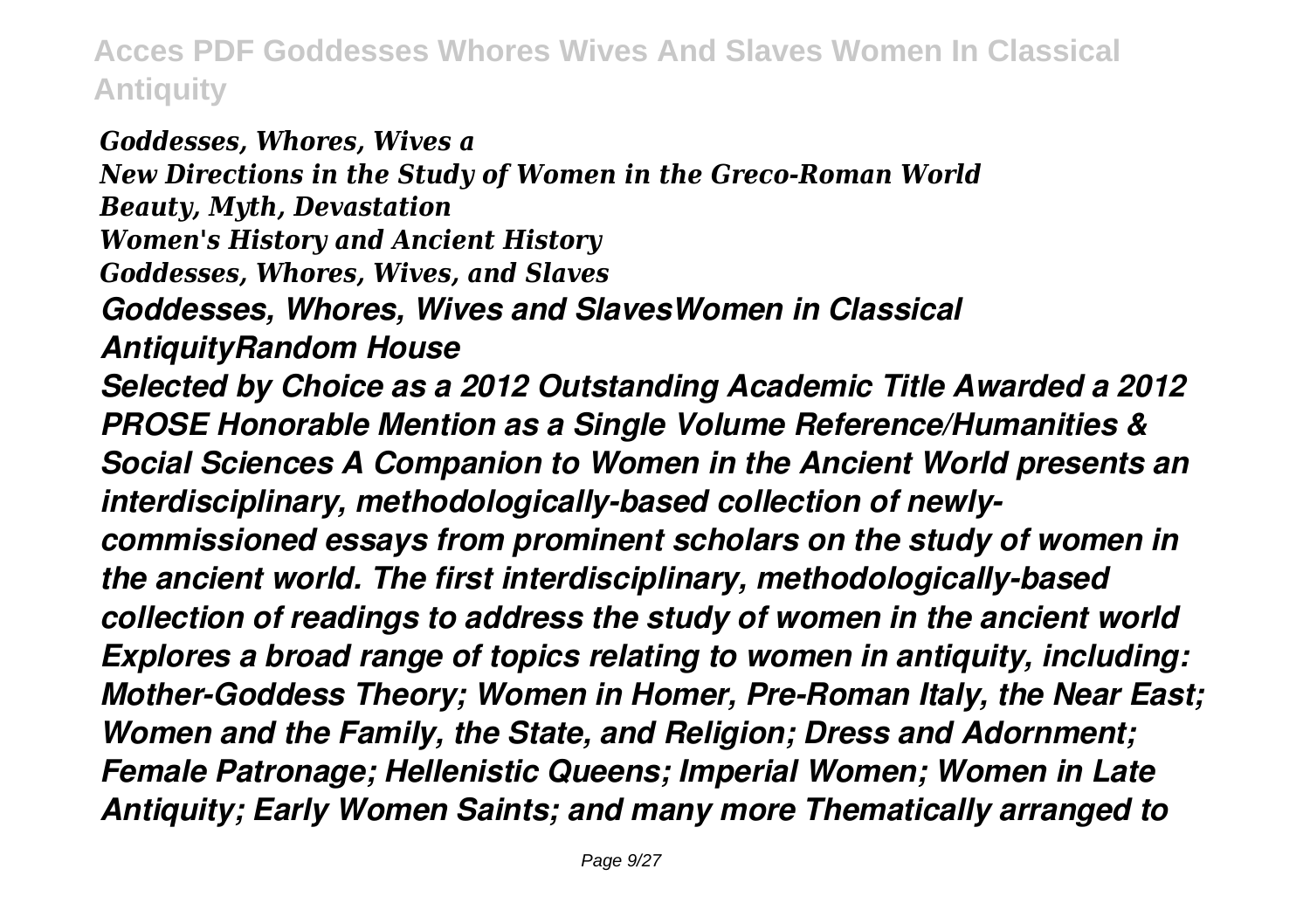*Goddesses, Whores, Wives a*
*New Directions in the Study of Women in the Greco-Roman World*
*Beauty, Myth, Devastation*
*Women's History and Ancient History*
*Goddesses, Whores, Wives, and Slaves*
*Goddesses, Whores, Wives and SlavesWomen in Classical AntiquityRandom House*

*Selected by Choice as a 2012 Outstanding Academic Title Awarded a 2012 PROSE Honorable Mention as a Single Volume Reference/Humanities & Social Sciences A Companion to Women in the Ancient World presents an interdisciplinary, methodologically-based collection of newly-commissioned essays from prominent scholars on the study of women in the ancient world. The first interdisciplinary, methodologically-based collection of readings to address the study of women in the ancient world Explores a broad range of topics relating to women in antiquity, including: Mother-Goddess Theory; Women in Homer, Pre-Roman Italy, the Near East; Women and the Family, the State, and Religion; Dress and Adornment; Female Patronage; Hellenistic Queens; Imperial Women; Women in Late Antiquity; Early Women Saints; and many more Thematically arranged to*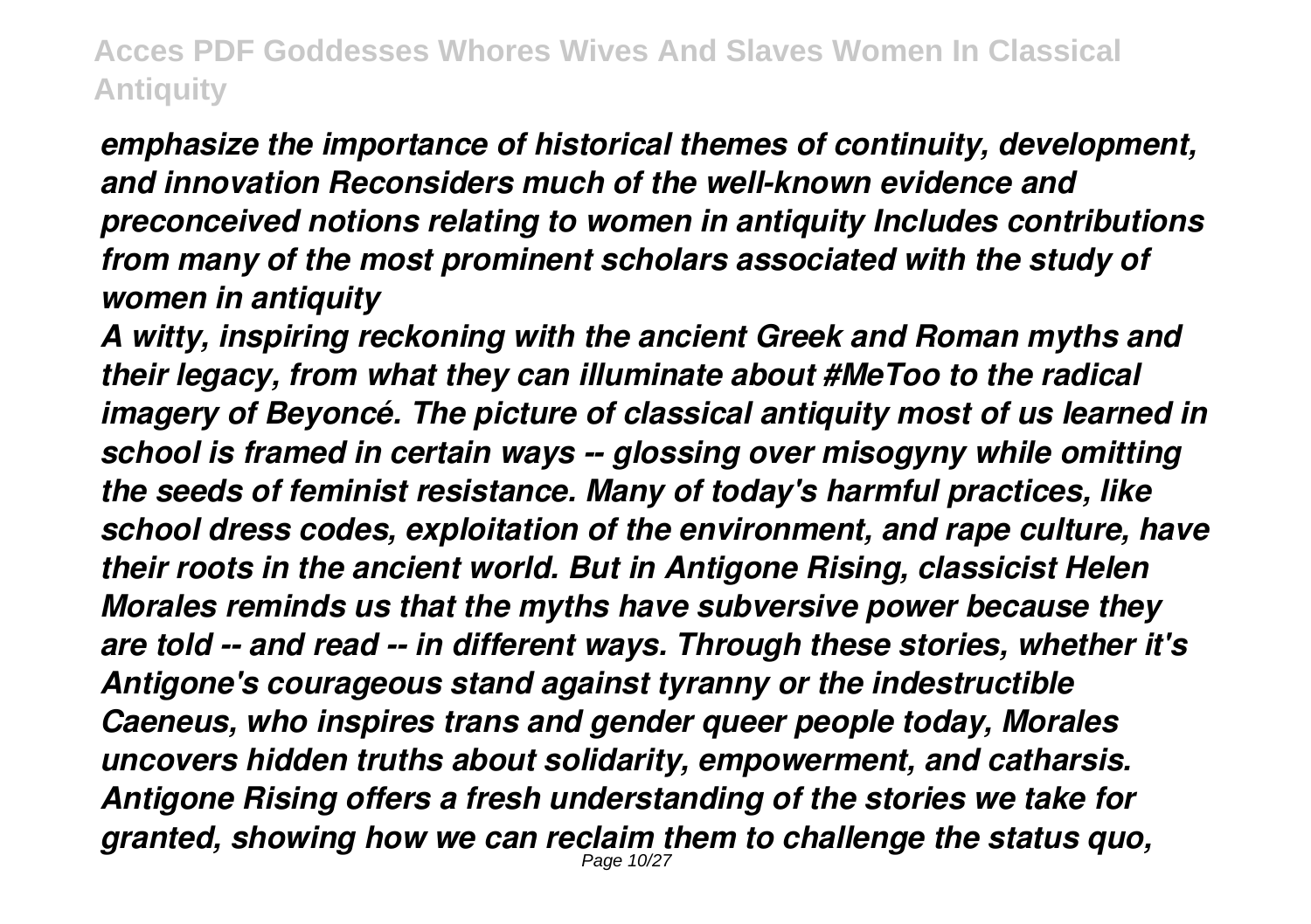*emphasize the importance of historical themes of continuity, development, and innovation Reconsiders much of the well-known evidence and preconceived notions relating to women in antiquity Includes contributions from many of the most prominent scholars associated with the study of women in antiquity*

*A witty, inspiring reckoning with the ancient Greek and Roman myths and their legacy, from what they can illuminate about #MeToo to the radical imagery of Beyoncé. The picture of classical antiquity most of us learned in school is framed in certain ways -- glossing over misogyny while omitting the seeds of feminist resistance. Many of today's harmful practices, like school dress codes, exploitation of the environment, and rape culture, have their roots in the ancient world. But in Antigone Rising, classicist Helen Morales reminds us that the myths have subversive power because they are told -- and read -- in different ways. Through these stories, whether it's Antigone's courageous stand against tyranny or the indestructible Caeneus, who inspires trans and gender queer people today, Morales uncovers hidden truths about solidarity, empowerment, and catharsis. Antigone Rising offers a fresh understanding of the stories we take for granted, showing how we can reclaim them to challenge the status quo,*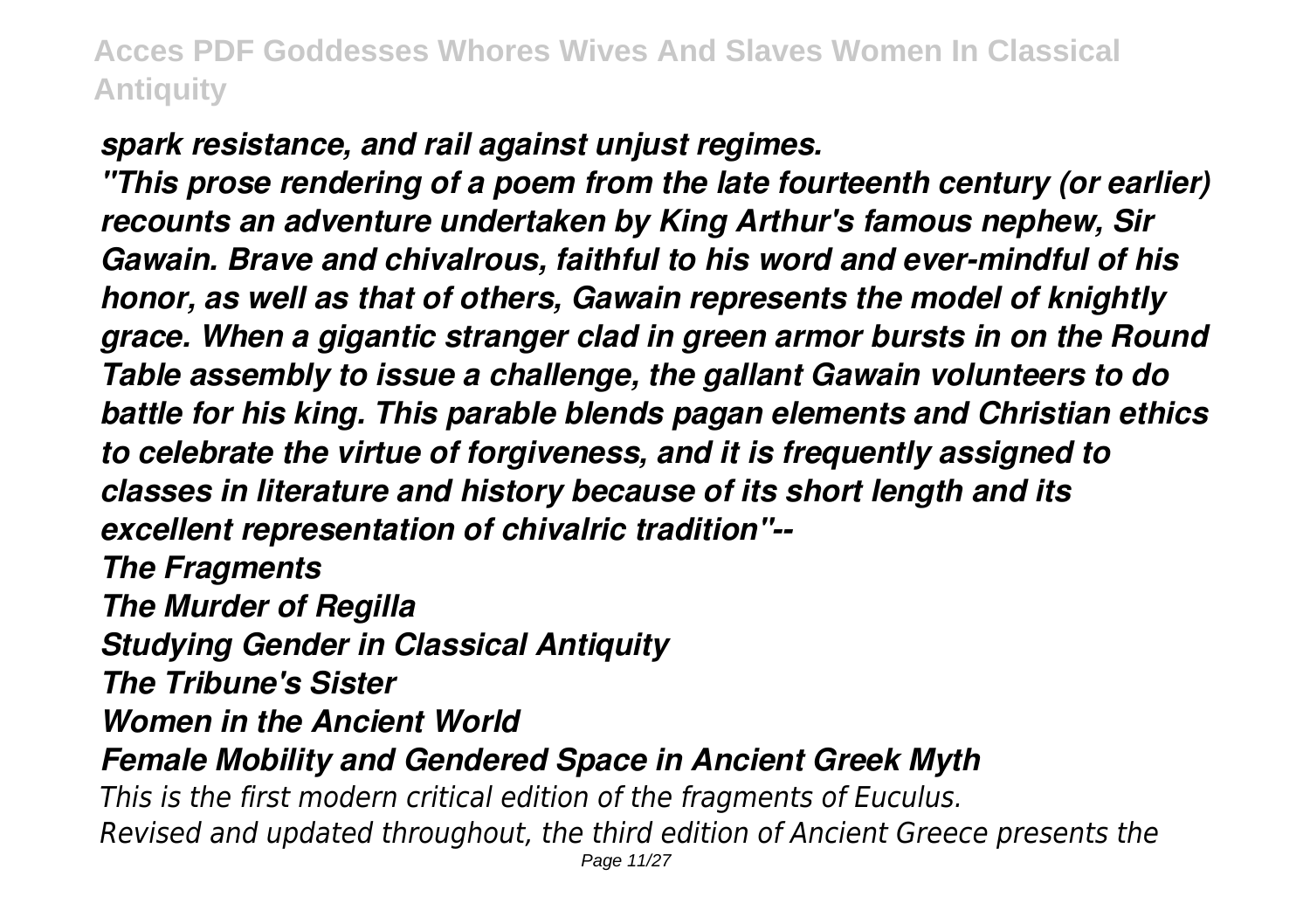*spark resistance, and rail against unjust regimes.*

*"This prose rendering of a poem from the late fourteenth century (or earlier) recounts an adventure undertaken by King Arthur's famous nephew, Sir Gawain. Brave and chivalrous, faithful to his word and ever-mindful of his honor, as well as that of others, Gawain represents the model of knightly grace. When a gigantic stranger clad in green armor bursts in on the Round Table assembly to issue a challenge, the gallant Gawain volunteers to do battle for his king. This parable blends pagan elements and Christian ethics to celebrate the virtue of forgiveness, and it is frequently assigned to classes in literature and history because of its short length and its excellent representation of chivalric tradition"--*

***The Fragments***

***The Murder of Regilla***

***Studying Gender in Classical Antiquity***

***The Tribune's Sister***

***Women in the Ancient World***

***Female Mobility and Gendered Space in Ancient Greek Myth***

*This is the first modern critical edition of the fragments of Euculus.*

*Revised and updated throughout, the third edition of Ancient Greece presents the*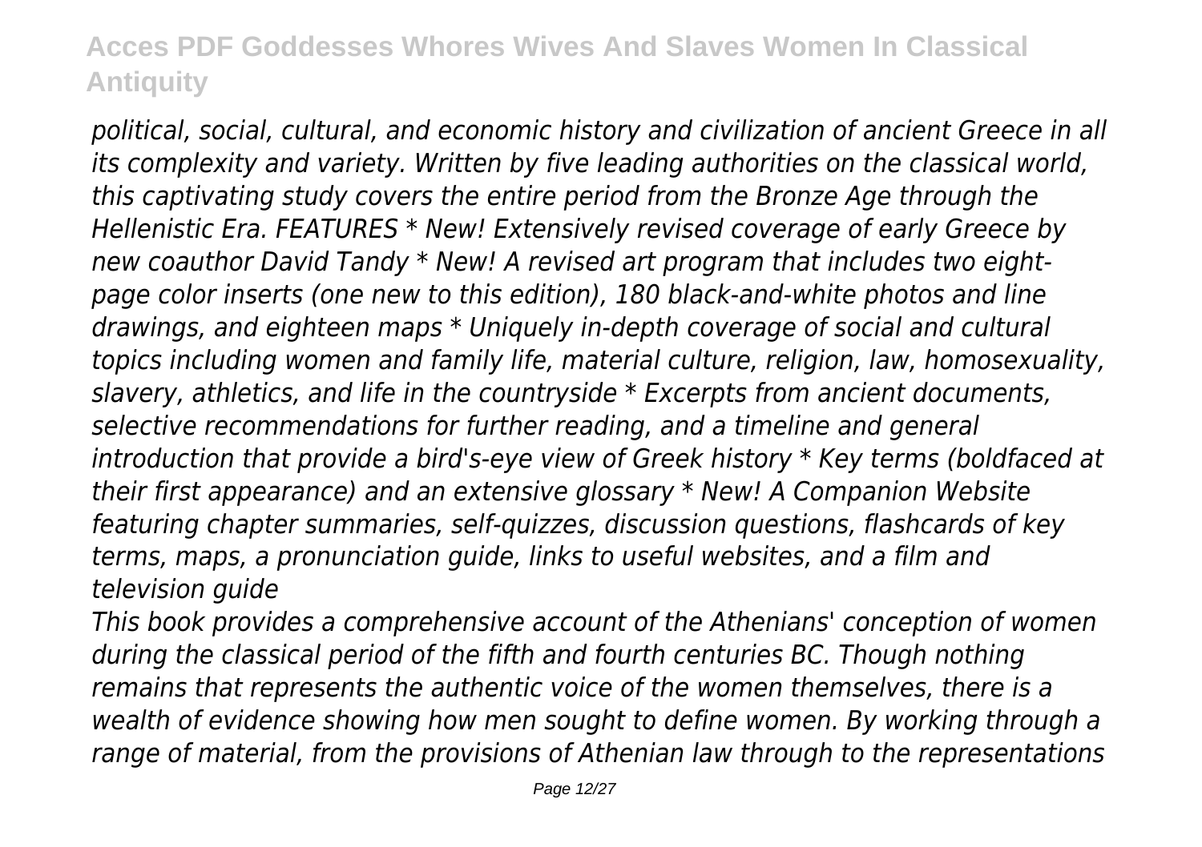*political, social, cultural, and economic history and civilization of ancient Greece in all its complexity and variety. Written by five leading authorities on the classical world, this captivating study covers the entire period from the Bronze Age through the Hellenistic Era. FEATURES * New! Extensively revised coverage of early Greece by new coauthor David Tandy * New! A revised art program that includes two eight-page color inserts (one new to this edition), 180 black-and-white photos and line drawings, and eighteen maps * Uniquely in-depth coverage of social and cultural topics including women and family life, material culture, religion, law, homosexuality, slavery, athletics, and life in the countryside * Excerpts from ancient documents, selective recommendations for further reading, and a timeline and general introduction that provide a bird's-eye view of Greek history * Key terms (boldfaced at their first appearance) and an extensive glossary * New! A Companion Website featuring chapter summaries, self-quizzes, discussion questions, flashcards of key terms, maps, a pronunciation guide, links to useful websites, and a film and television guide*

*This book provides a comprehensive account of the Athenians' conception of women during the classical period of the fifth and fourth centuries BC. Though nothing remains that represents the authentic voice of the women themselves, there is a wealth of evidence showing how men sought to define women. By working through a range of material, from the provisions of Athenian law through to the representations*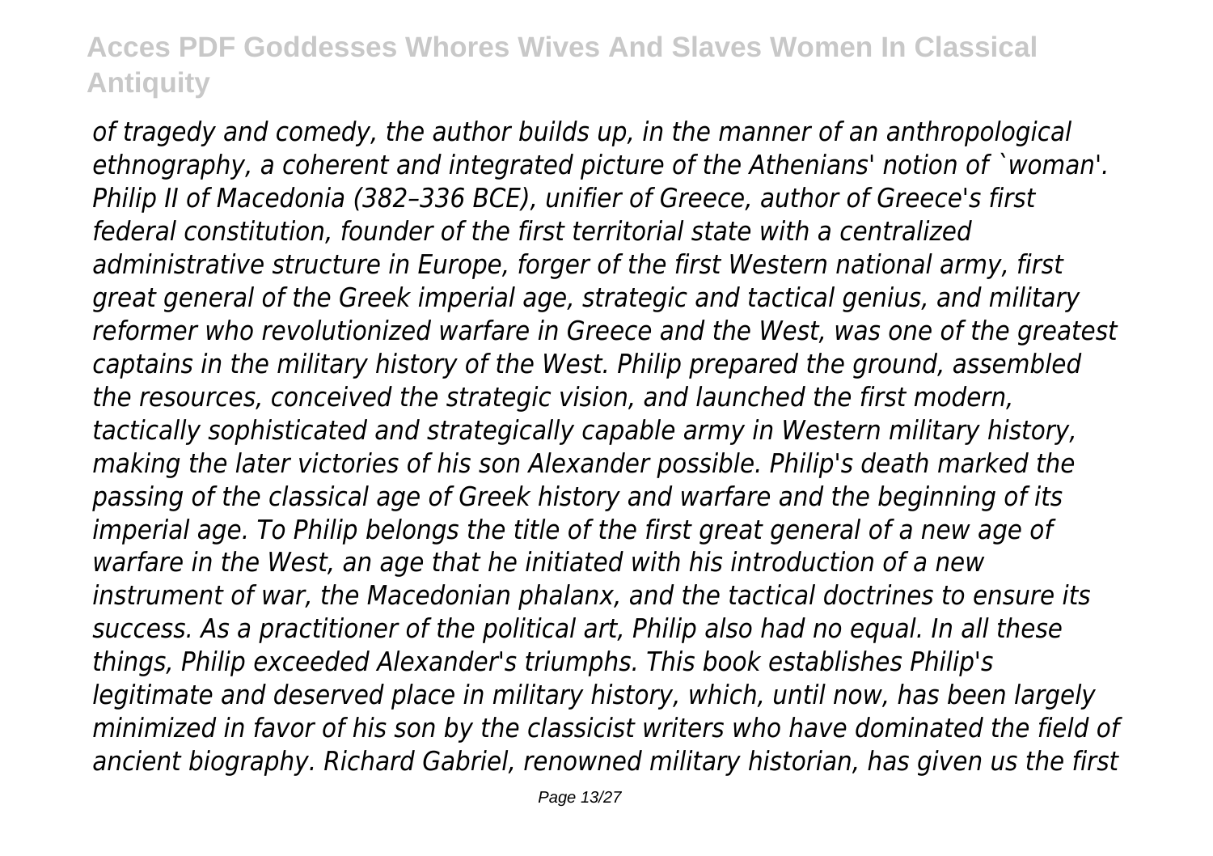*of tragedy and comedy, the author builds up, in the manner of an anthropological ethnography, a coherent and integrated picture of the Athenians' notion of `woman'. Philip II of Macedonia (382–336 BCE), unifier of Greece, author of Greece's first federal constitution, founder of the first territorial state with a centralized administrative structure in Europe, forger of the first Western national army, first great general of the Greek imperial age, strategic and tactical genius, and military reformer who revolutionized warfare in Greece and the West, was one of the greatest captains in the military history of the West. Philip prepared the ground, assembled the resources, conceived the strategic vision, and launched the first modern, tactically sophisticated and strategically capable army in Western military history, making the later victories of his son Alexander possible. Philip's death marked the passing of the classical age of Greek history and warfare and the beginning of its imperial age. To Philip belongs the title of the first great general of a new age of warfare in the West, an age that he initiated with his introduction of a new instrument of war, the Macedonian phalanx, and the tactical doctrines to ensure its success. As a practitioner of the political art, Philip also had no equal. In all these things, Philip exceeded Alexander's triumphs. This book establishes Philip's legitimate and deserved place in military history, which, until now, has been largely minimized in favor of his son by the classicist writers who have dominated the field of ancient biography. Richard Gabriel, renowned military historian, has given us the first*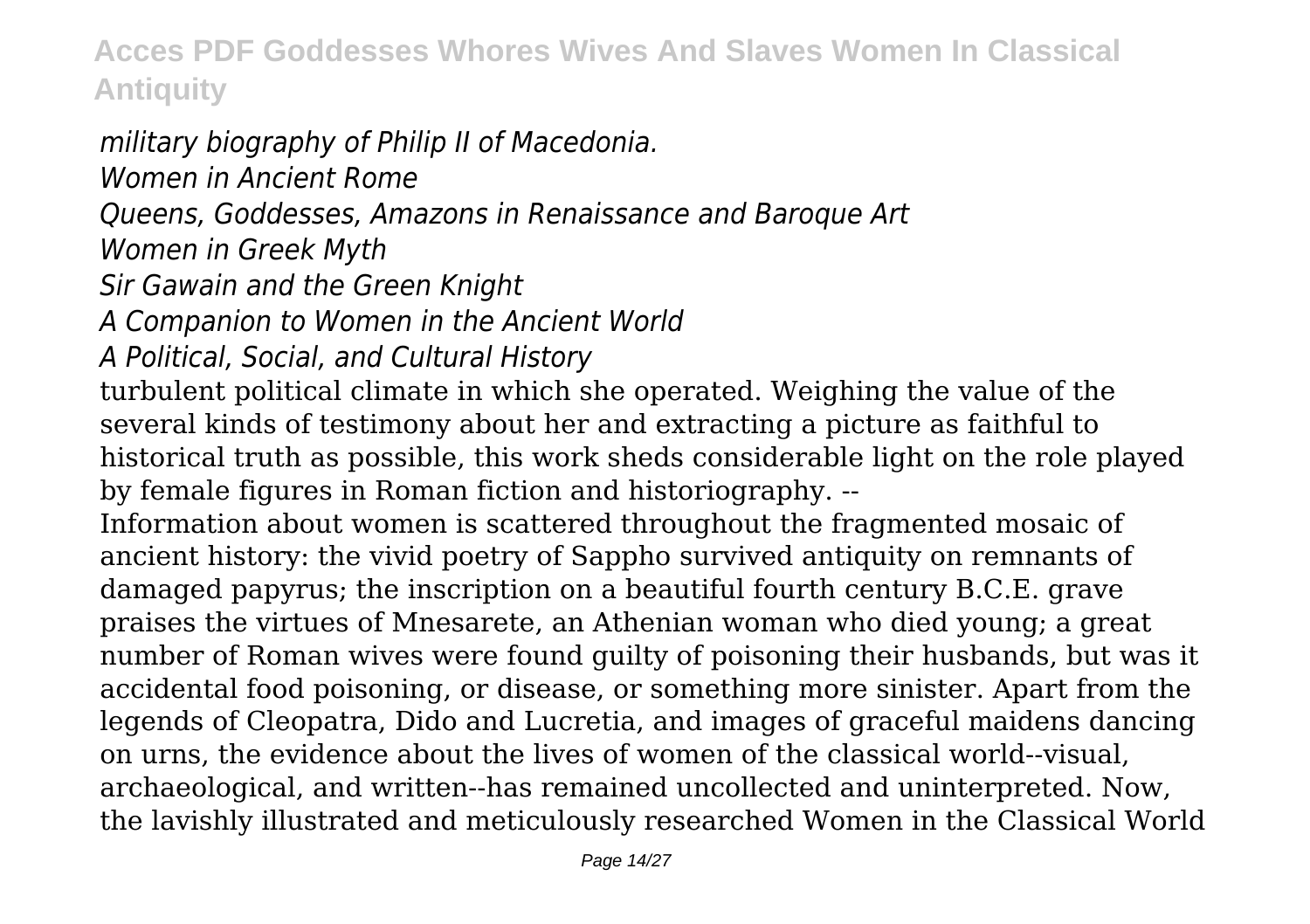*military biography of Philip II of Macedonia.*

*Women in Ancient Rome*

*Queens, Goddesses, Amazons in Renaissance and Baroque Art*

*Women in Greek Myth*

*Sir Gawain and the Green Knight*

*A Companion to Women in the Ancient World*

*A Political, Social, and Cultural History*

turbulent political climate in which she operated. Weighing the value of the several kinds of testimony about her and extracting a picture as faithful to historical truth as possible, this work sheds considerable light on the role played by female figures in Roman fiction and historiography. --

Information about women is scattered throughout the fragmented mosaic of ancient history: the vivid poetry of Sappho survived antiquity on remnants of damaged papyrus; the inscription on a beautiful fourth century B.C.E. grave praises the virtues of Mnesarete, an Athenian woman who died young; a great number of Roman wives were found guilty of poisoning their husbands, but was it accidental food poisoning, or disease, or something more sinister. Apart from the legends of Cleopatra, Dido and Lucretia, and images of graceful maidens dancing on urns, the evidence about the lives of women of the classical world--visual, archaeological, and written--has remained uncollected and uninterpreted. Now, the lavishly illustrated and meticulously researched Women in the Classical World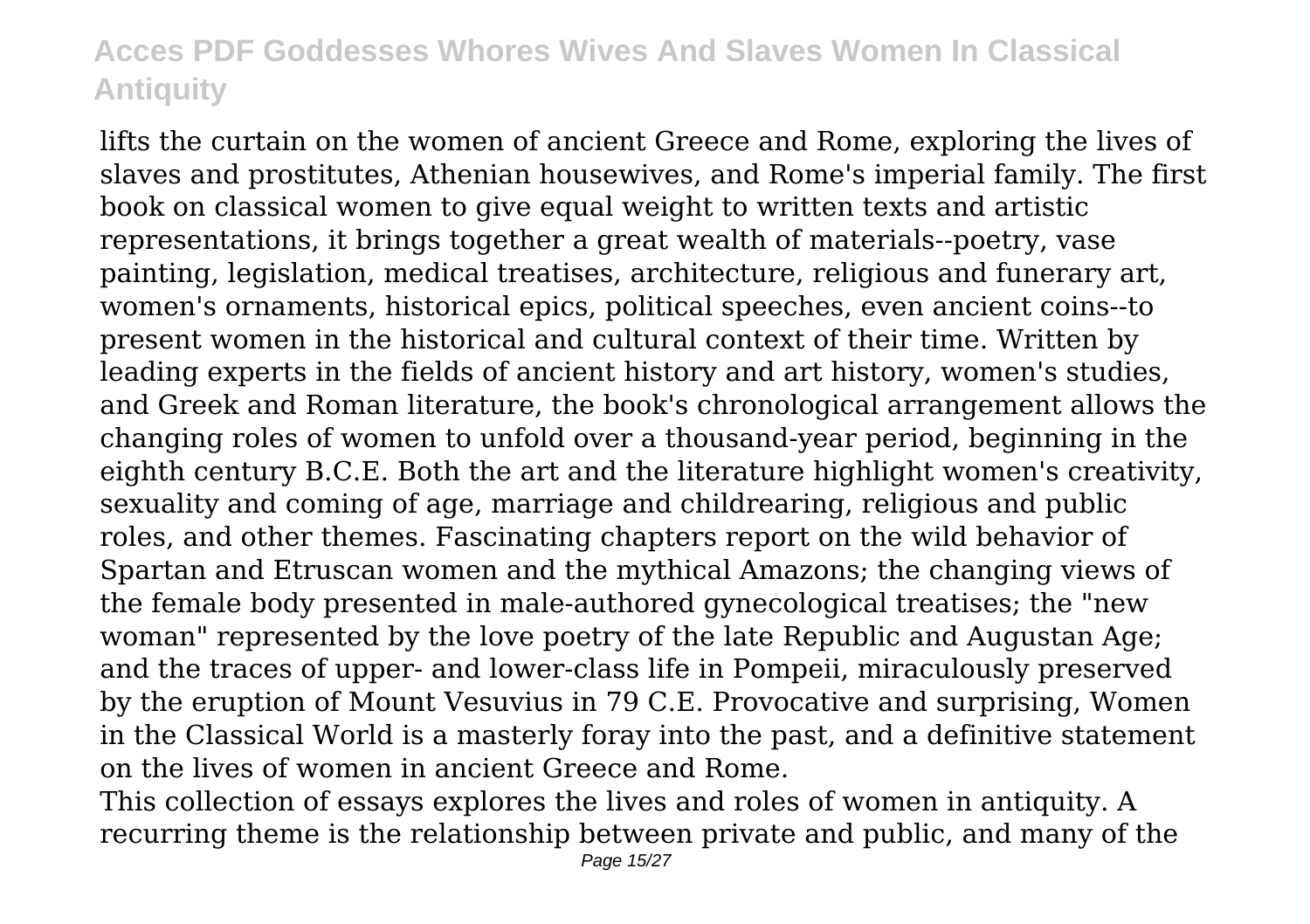lifts the curtain on the women of ancient Greece and Rome, exploring the lives of slaves and prostitutes, Athenian housewives, and Rome's imperial family. The first book on classical women to give equal weight to written texts and artistic representations, it brings together a great wealth of materials--poetry, vase painting, legislation, medical treatises, architecture, religious and funerary art, women's ornaments, historical epics, political speeches, even ancient coins--to present women in the historical and cultural context of their time. Written by leading experts in the fields of ancient history and art history, women's studies, and Greek and Roman literature, the book's chronological arrangement allows the changing roles of women to unfold over a thousand-year period, beginning in the eighth century B.C.E. Both the art and the literature highlight women's creativity, sexuality and coming of age, marriage and childrearing, religious and public roles, and other themes. Fascinating chapters report on the wild behavior of Spartan and Etruscan women and the mythical Amazons; the changing views of the female body presented in male-authored gynecological treatises; the "new woman" represented by the love poetry of the late Republic and Augustan Age; and the traces of upper- and lower-class life in Pompeii, miraculously preserved by the eruption of Mount Vesuvius in 79 C.E. Provocative and surprising, Women in the Classical World is a masterly foray into the past, and a definitive statement on the lives of women in ancient Greece and Rome.

This collection of essays explores the lives and roles of women in antiquity. A recurring theme is the relationship between private and public, and many of the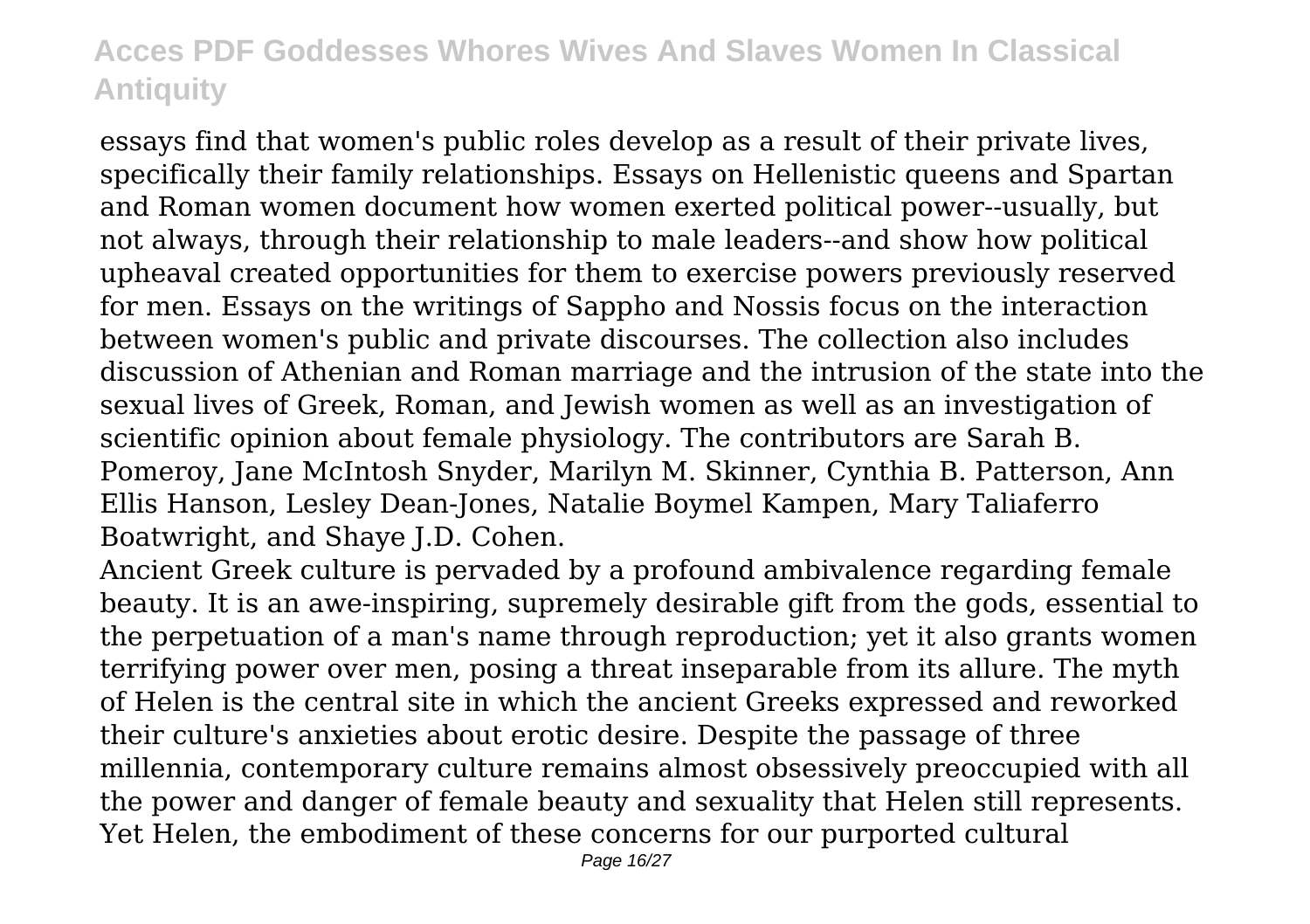essays find that women's public roles develop as a result of their private lives, specifically their family relationships. Essays on Hellenistic queens and Spartan and Roman women document how women exerted political power--usually, but not always, through their relationship to male leaders--and show how political upheaval created opportunities for them to exercise powers previously reserved for men. Essays on the writings of Sappho and Nossis focus on the interaction between women's public and private discourses. The collection also includes discussion of Athenian and Roman marriage and the intrusion of the state into the sexual lives of Greek, Roman, and Jewish women as well as an investigation of scientific opinion about female physiology. The contributors are Sarah B. Pomeroy, Jane McIntosh Snyder, Marilyn M. Skinner, Cynthia B. Patterson, Ann Ellis Hanson, Lesley Dean-Jones, Natalie Boymel Kampen, Mary Taliaferro Boatwright, and Shaye J.D. Cohen.

Ancient Greek culture is pervaded by a profound ambivalence regarding female beauty. It is an awe-inspiring, supremely desirable gift from the gods, essential to the perpetuation of a man's name through reproduction; yet it also grants women terrifying power over men, posing a threat inseparable from its allure. The myth of Helen is the central site in which the ancient Greeks expressed and reworked their culture's anxieties about erotic desire. Despite the passage of three millennia, contemporary culture remains almost obsessively preoccupied with all the power and danger of female beauty and sexuality that Helen still represents. Yet Helen, the embodiment of these concerns for our purported cultural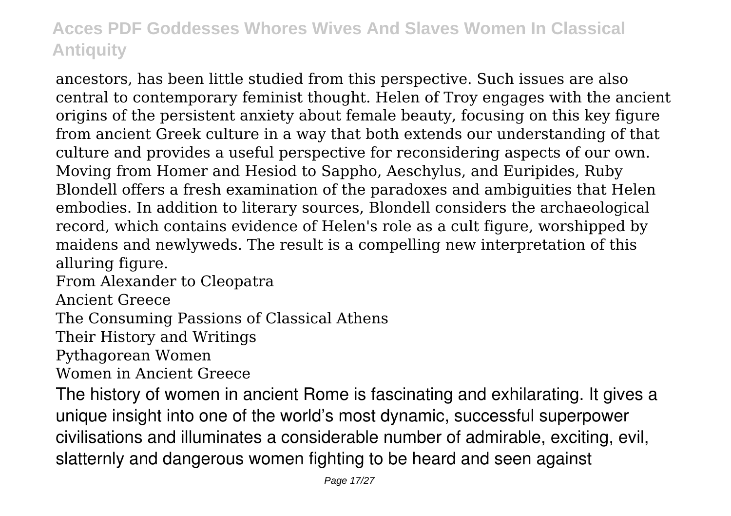ancestors, has been little studied from this perspective. Such issues are also central to contemporary feminist thought. Helen of Troy engages with the ancient origins of the persistent anxiety about female beauty, focusing on this key figure from ancient Greek culture in a way that both extends our understanding of that culture and provides a useful perspective for reconsidering aspects of our own. Moving from Homer and Hesiod to Sappho, Aeschylus, and Euripides, Ruby Blondell offers a fresh examination of the paradoxes and ambiguities that Helen embodies. In addition to literary sources, Blondell considers the archaeological record, which contains evidence of Helen's role as a cult figure, worshipped by maidens and newlyweds. The result is a compelling new interpretation of this alluring figure.

From Alexander to Cleopatra

Ancient Greece

The Consuming Passions of Classical Athens

Their History and Writings

Pythagorean Women

Women in Ancient Greece

The history of women in ancient Rome is fascinating and exhilarating. It gives a unique insight into one of the world's most dynamic, successful superpower civilisations and illuminates a considerable number of admirable, exciting, evil, slatternly and dangerous women fighting to be heard and seen against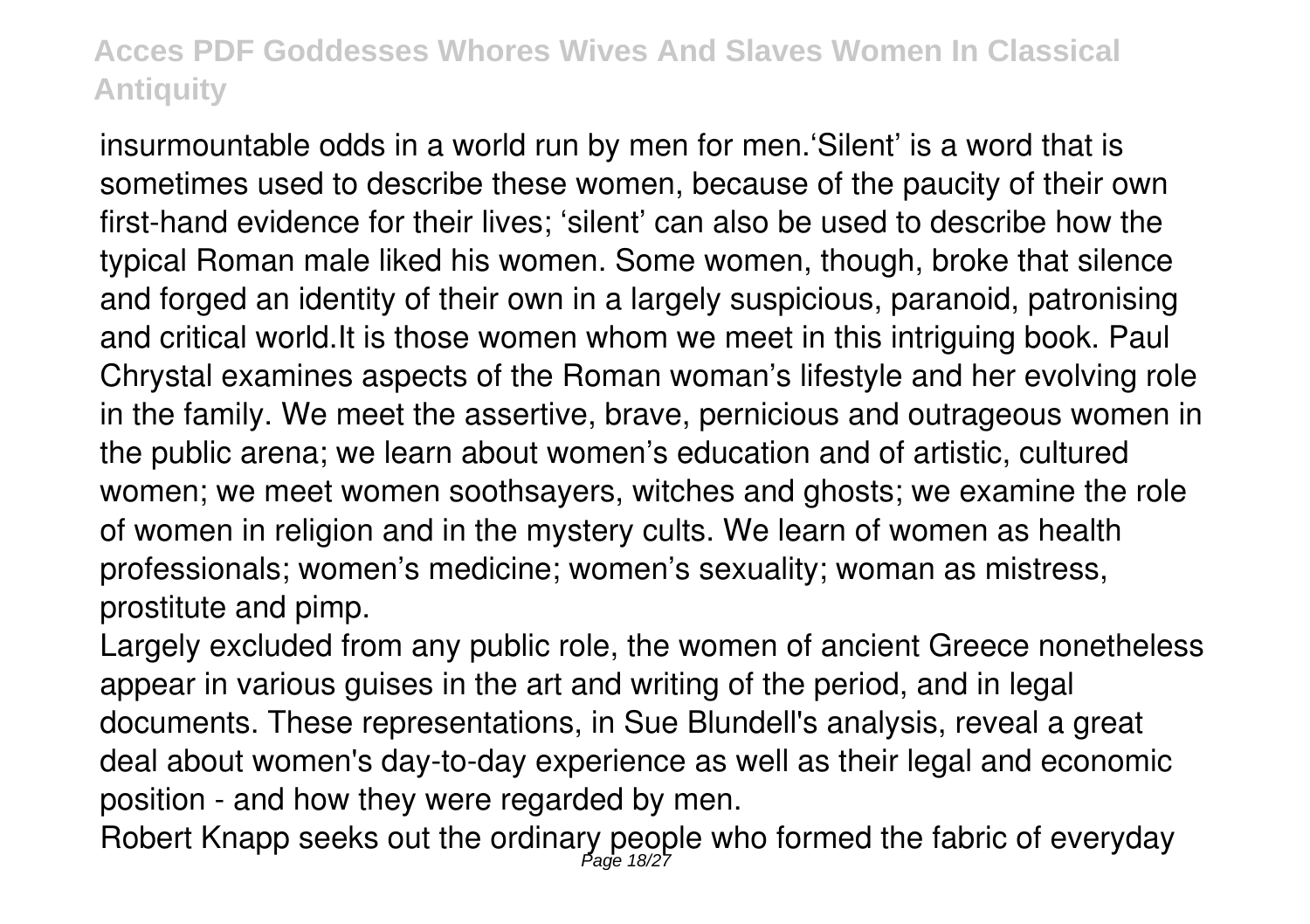insurmountable odds in a world run by men for men.'Silent' is a word that is sometimes used to describe these women, because of the paucity of their own first-hand evidence for their lives; 'silent' can also be used to describe how the typical Roman male liked his women. Some women, though, broke that silence and forged an identity of their own in a largely suspicious, paranoid, patronising and critical world.It is those women whom we meet in this intriguing book. Paul Chrystal examines aspects of the Roman woman's lifestyle and her evolving role in the family. We meet the assertive, brave, pernicious and outrageous women in the public arena; we learn about women's education and of artistic, cultured women; we meet women soothsayers, witches and ghosts; we examine the role of women in religion and in the mystery cults. We learn of women as health professionals; women's medicine; women's sexuality; woman as mistress, prostitute and pimp.

Largely excluded from any public role, the women of ancient Greece nonetheless appear in various guises in the art and writing of the period, and in legal documents. These representations, in Sue Blundell's analysis, reveal a great deal about women's day-to-day experience as well as their legal and economic position - and how they were regarded by men.

Robert Knapp seeks out the ordinary people who formed the fabric of everyday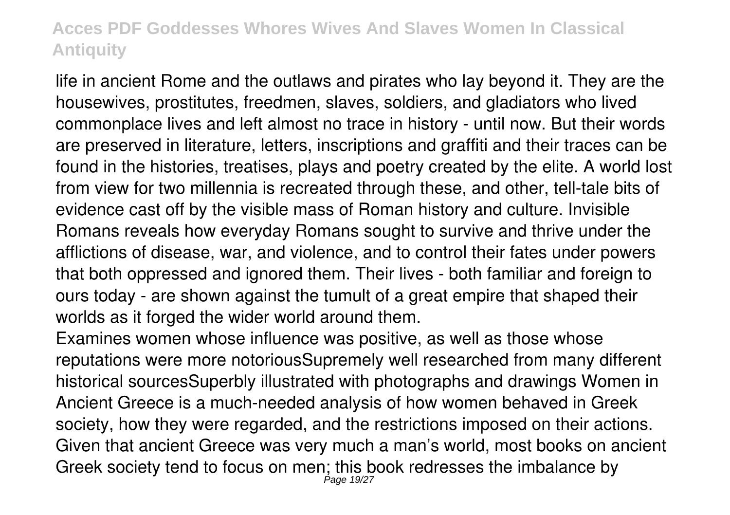life in ancient Rome and the outlaws and pirates who lay beyond it. They are the housewives, prostitutes, freedmen, slaves, soldiers, and gladiators who lived commonplace lives and left almost no trace in history - until now. But their words are preserved in literature, letters, inscriptions and graffiti and their traces can be found in the histories, treatises, plays and poetry created by the elite. A world lost from view for two millennia is recreated through these, and other, tell-tale bits of evidence cast off by the visible mass of Roman history and culture. Invisible Romans reveals how everyday Romans sought to survive and thrive under the afflictions of disease, war, and violence, and to control their fates under powers that both oppressed and ignored them. Their lives - both familiar and foreign to ours today - are shown against the tumult of a great empire that shaped their worlds as it forged the wider world around them.

Examines women whose influence was positive, as well as those whose reputations were more notoriousSupremely well researched from many different historical sourcesSuperbly illustrated with photographs and drawings Women in Ancient Greece is a much-needed analysis of how women behaved in Greek society, how they were regarded, and the restrictions imposed on their actions. Given that ancient Greece was very much a man's world, most books on ancient Greek society tend to focus on men; this book redresses the imbalance by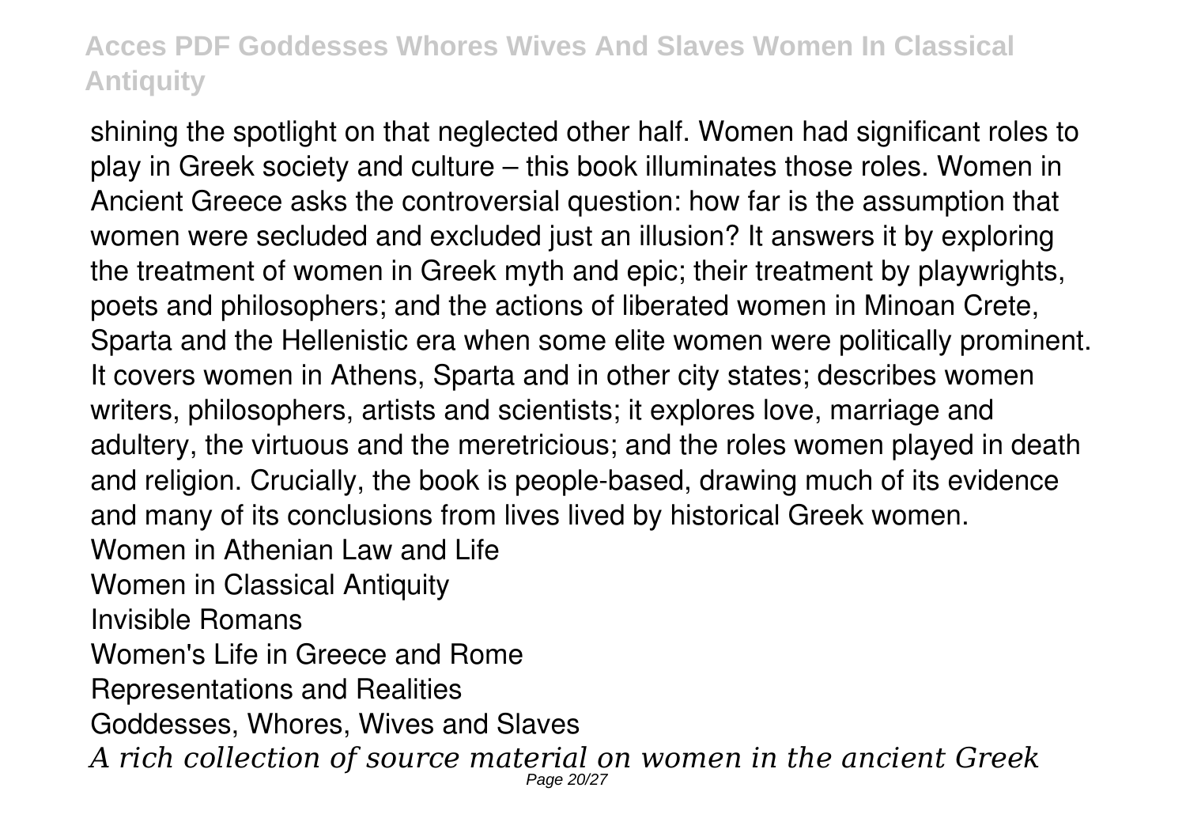shining the spotlight on that neglected other half. Women had significant roles to play in Greek society and culture – this book illuminates those roles. Women in Ancient Greece asks the controversial question: how far is the assumption that women were secluded and excluded just an illusion? It answers it by exploring the treatment of women in Greek myth and epic; their treatment by playwrights, poets and philosophers; and the actions of liberated women in Minoan Crete, Sparta and the Hellenistic era when some elite women were politically prominent. It covers women in Athens, Sparta and in other city states; describes women writers, philosophers, artists and scientists; it explores love, marriage and adultery, the virtuous and the meretricious; and the roles women played in death and religion. Crucially, the book is people-based, drawing much of its evidence and many of its conclusions from lives lived by historical Greek women.

Women in Athenian Law and Life

Women in Classical Antiquity

Invisible Romans

Women's Life in Greece and Rome

Representations and Realities

Goddesses, Whores, Wives and Slaves

*A rich collection of source material on women in the ancient Greek*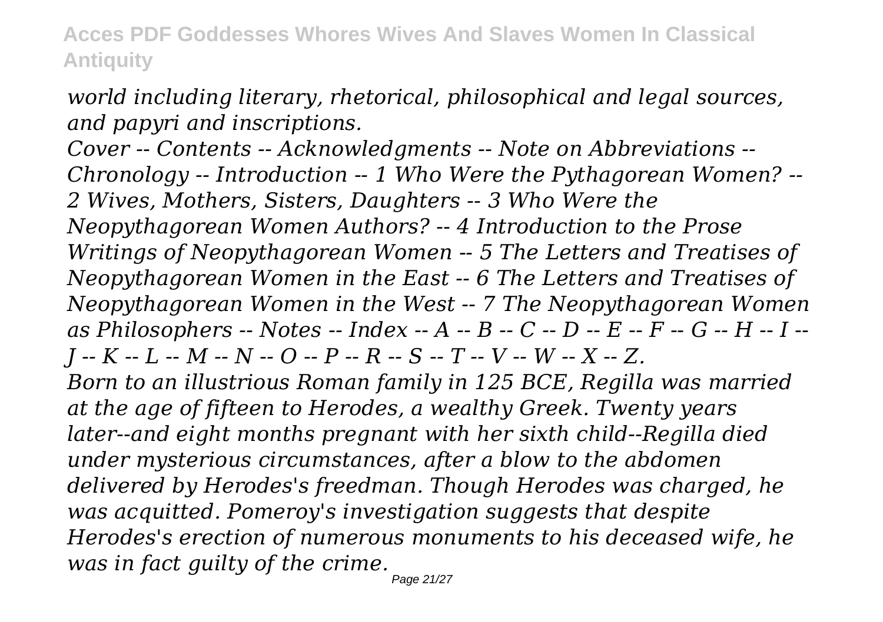*world including literary, rhetorical, philosophical and legal sources, and papyri and inscriptions.*

*Cover -- Contents -- Acknowledgments -- Note on Abbreviations -- Chronology -- Introduction -- 1 Who Were the Pythagorean Women? -- 2 Wives, Mothers, Sisters, Daughters -- 3 Who Were the Neopythagorean Women Authors? -- 4 Introduction to the Prose Writings of Neopythagorean Women -- 5 The Letters and Treatises of Neopythagorean Women in the East -- 6 The Letters and Treatises of Neopythagorean Women in the West -- 7 The Neopythagorean Women as Philosophers -- Notes -- Index -- A -- B -- C -- D -- E -- F -- G -- H -- I -- J -- K -- L -- M -- N -- O -- P -- R -- S -- T -- V -- W -- X -- Z.*

*Born to an illustrious Roman family in 125 BCE, Regilla was married at the age of fifteen to Herodes, a wealthy Greek. Twenty years later--and eight months pregnant with her sixth child--Regilla died under mysterious circumstances, after a blow to the abdomen delivered by Herodes's freedman. Though Herodes was charged, he was acquitted. Pomeroy's investigation suggests that despite Herodes's erection of numerous monuments to his deceased wife, he was in fact guilty of the crime.*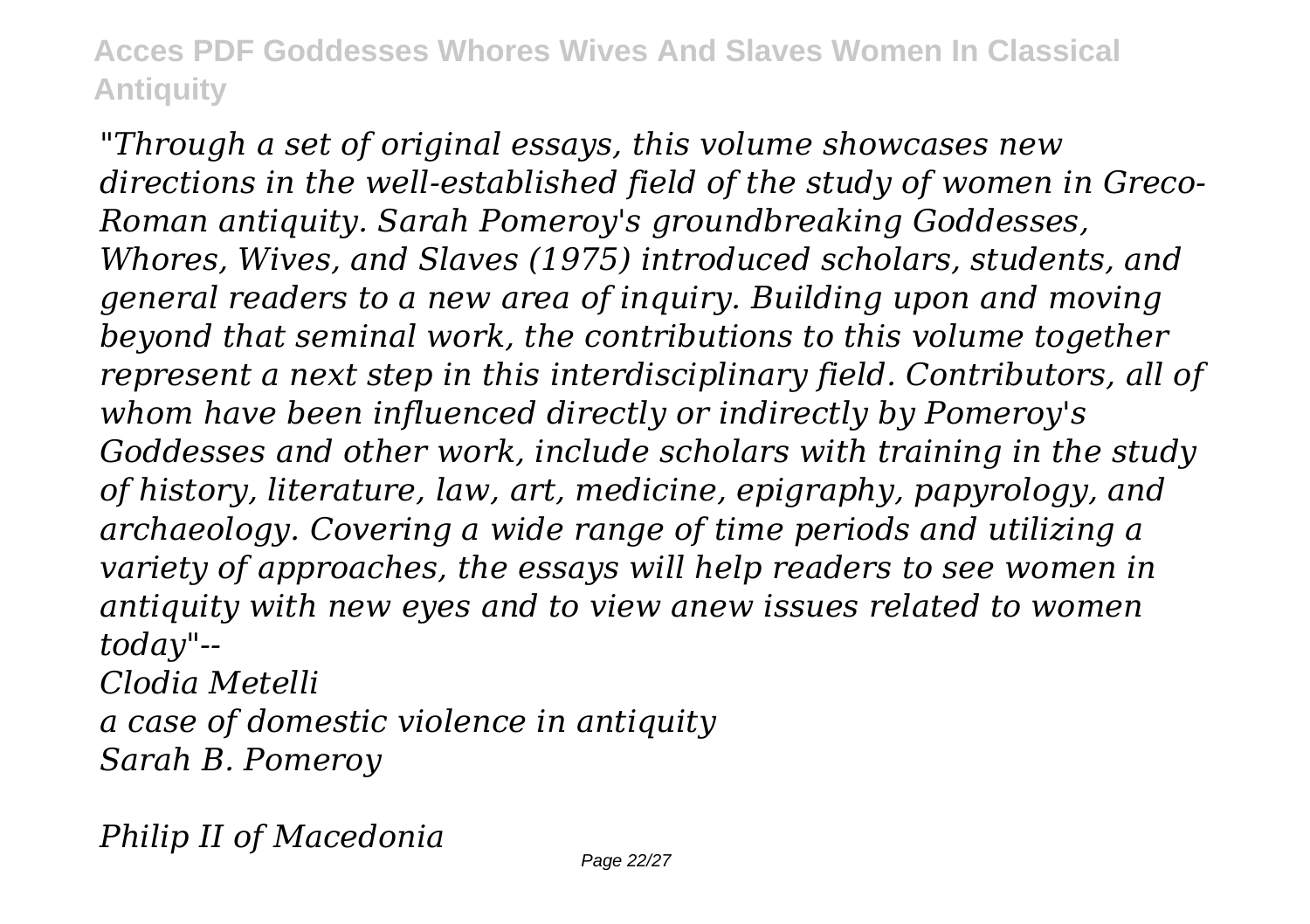*"Through a set of original essays, this volume showcases new directions in the well-established field of the study of women in Greco-Roman antiquity. Sarah Pomeroy's groundbreaking Goddesses, Whores, Wives, and Slaves (1975) introduced scholars, students, and general readers to a new area of inquiry. Building upon and moving beyond that seminal work, the contributions to this volume together represent a next step in this interdisciplinary field. Contributors, all of whom have been influenced directly or indirectly by Pomeroy's Goddesses and other work, include scholars with training in the study of history, literature, law, art, medicine, epigraphy, papyrology, and archaeology. Covering a wide range of time periods and utilizing a variety of approaches, the essays will help readers to see women in antiquity with new eyes and to view anew issues related to women today"--*

*Clodia Metelli*

*a case of domestic violence in antiquity*

*Sarah B. Pomeroy*

*Philip II of Macedonia*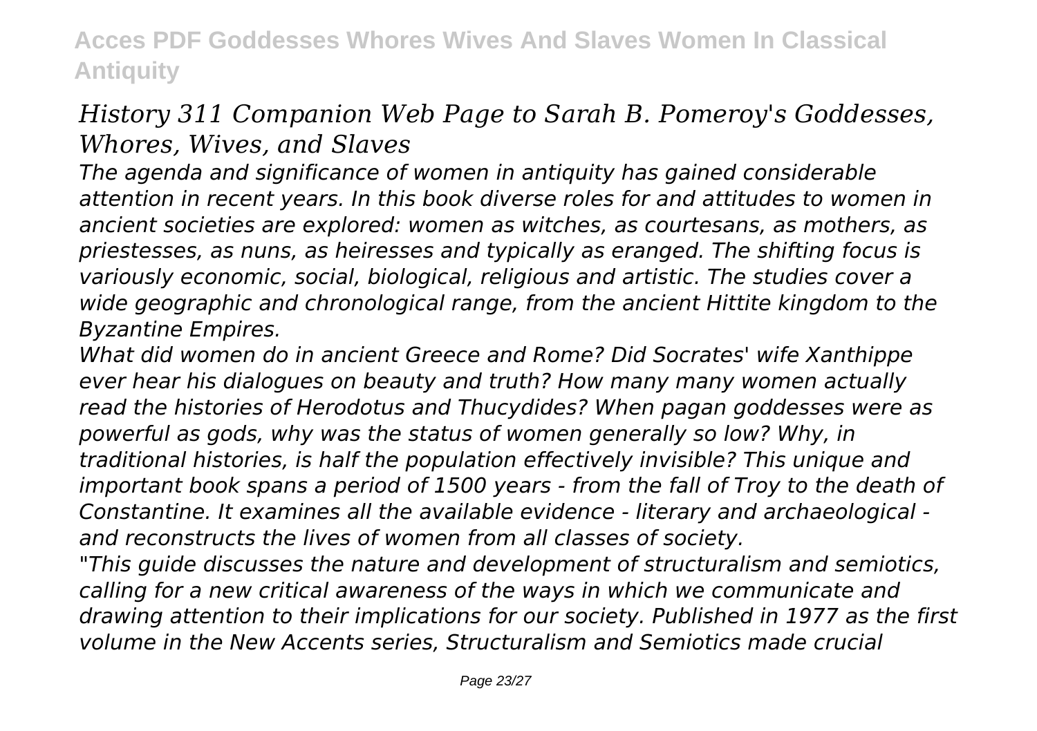*History 311 Companion Web Page to Sarah B. Pomeroy's Goddesses, Whores, Wives, and Slaves*

*The agenda and significance of women in antiquity has gained considerable attention in recent years. In this book diverse roles for and attitudes to women in ancient societies are explored: women as witches, as courtesans, as mothers, as priestesses, as nuns, as heiresses and typically as eranged. The shifting focus is variously economic, social, biological, religious and artistic. The studies cover a wide geographic and chronological range, from the ancient Hittite kingdom to the Byzantine Empires.*

*What did women do in ancient Greece and Rome? Did Socrates' wife Xanthippe ever hear his dialogues on beauty and truth? How many many women actually read the histories of Herodotus and Thucydides? When pagan goddesses were as powerful as gods, why was the status of women generally so low? Why, in traditional histories, is half the population effectively invisible? This unique and important book spans a period of 1500 years - from the fall of Troy to the death of Constantine. It examines all the available evidence - literary and archaeological - and reconstructs the lives of women from all classes of society.*

*"This guide discusses the nature and development of structuralism and semiotics, calling for a new critical awareness of the ways in which we communicate and drawing attention to their implications for our society. Published in 1977 as the first volume in the New Accents series, Structuralism and Semiotics made crucial*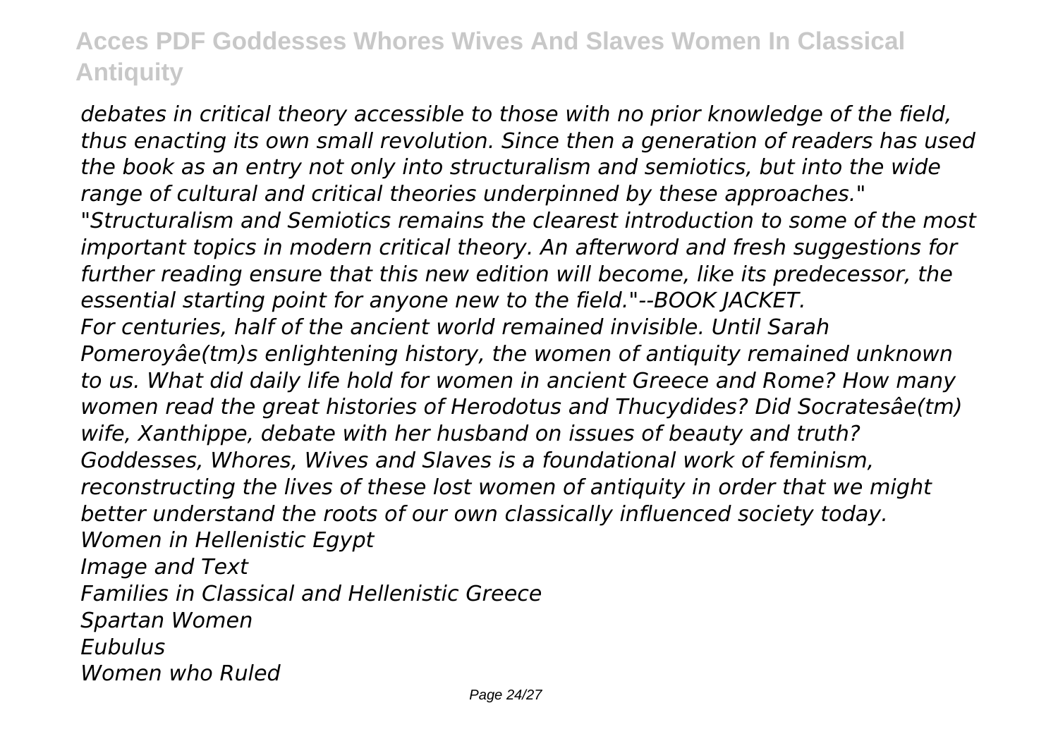*debates in critical theory accessible to those with no prior knowledge of the field, thus enacting its own small revolution. Since then a generation of readers has used the book as an entry not only into structuralism and semiotics, but into the wide range of cultural and critical theories underpinned by these approaches." "Structuralism and Semiotics remains the clearest introduction to some of the most important topics in modern critical theory. An afterword and fresh suggestions for further reading ensure that this new edition will become, like its predecessor, the essential starting point for anyone new to the field."--BOOK JACKET.*

*For centuries, half of the ancient world remained invisible. Until Sarah Pomeroyâe(tm)s enlightening history, the women of antiquity remained unknown to us. What did daily life hold for women in ancient Greece and Rome? How many women read the great histories of Herodotus and Thucydides? Did Socratesâe(tm) wife, Xanthippe, debate with her husband on issues of beauty and truth? Goddesses, Whores, Wives and Slaves is a foundational work of feminism, reconstructing the lives of these lost women of antiquity in order that we might better understand the roots of our own classically influenced society today.*

*Women in Hellenistic Egypt*

*Image and Text*

*Families in Classical and Hellenistic Greece*

*Spartan Women*

*Eubulus*

*Women who Ruled*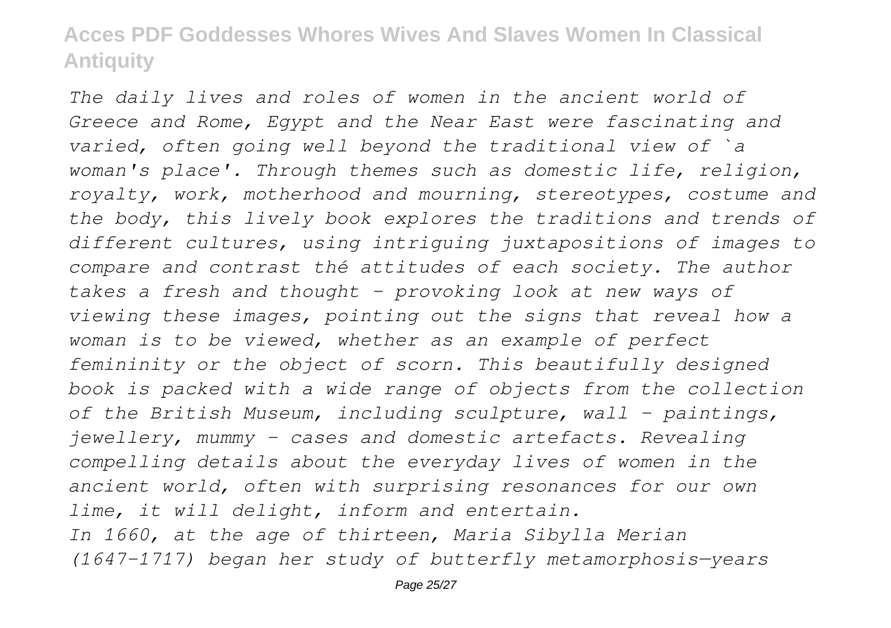*The daily lives and roles of women in the ancient world of Greece and Rome, Egypt and the Near East were fascinating and varied, often going well beyond the traditional view of `a woman's place'. Through themes such as domestic life, religion, royalty, work, motherhood and mourning, stereotypes, costume and the body, this lively book explores the traditions and trends of different cultures, using intriguing juxtapositions of images to compare and contrast thé attitudes of each society. The author takes a fresh and thought - provoking look at new ways of viewing these images, pointing out the signs that reveal how a woman is to be viewed, whether as an example of perfect femininity or the object of scorn. This beautifully designed book is packed with a wide range of objects from the collection of the British Museum, including sculpture, wall - paintings, jewellery, mummy - cases and domestic artefacts. Revealing compelling details about the everyday lives of women in the ancient world, often with surprising resonances for our own lime, it will delight, inform and entertain.*

*In 1660, at the age of thirteen, Maria Sibylla Merian (1647–1717) began her study of butterfly metamorphosis—years*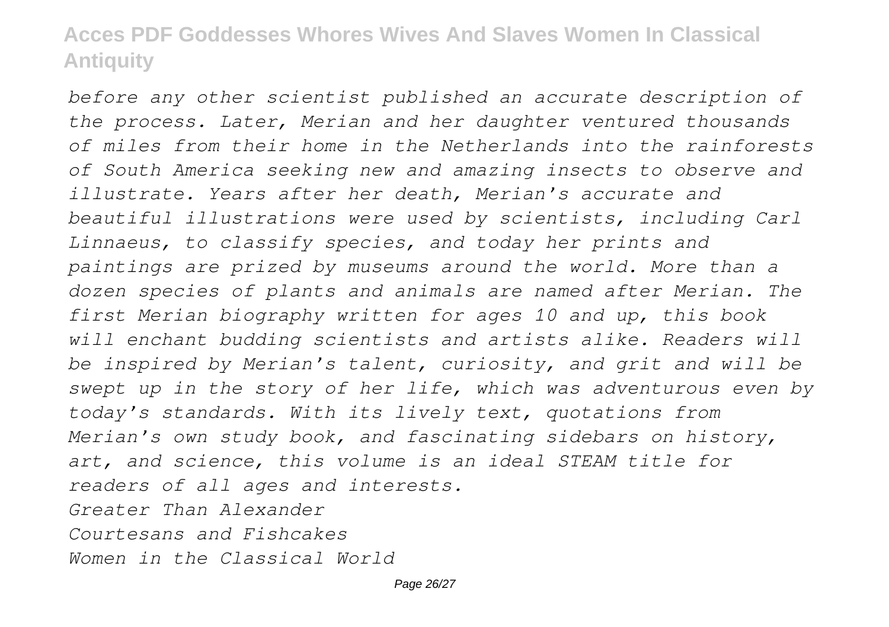*before any other scientist published an accurate description of the process. Later, Merian and her daughter ventured thousands of miles from their home in the Netherlands into the rainforests of South America seeking new and amazing insects to observe and illustrate. Years after her death, Merian's accurate and beautiful illustrations were used by scientists, including Carl Linnaeus, to classify species, and today her prints and paintings are prized by museums around the world. More than a dozen species of plants and animals are named after Merian. The first Merian biography written for ages 10 and up, this book will enchant budding scientists and artists alike. Readers will be inspired by Merian's talent, curiosity, and grit and will be swept up in the story of her life, which was adventurous even by today's standards. With its lively text, quotations from Merian's own study book, and fascinating sidebars on history, art, and science, this volume is an ideal STEAM title for readers of all ages and interests.*

*Greater Than Alexander*

*Courtesans and Fishcakes*

*Women in the Classical World*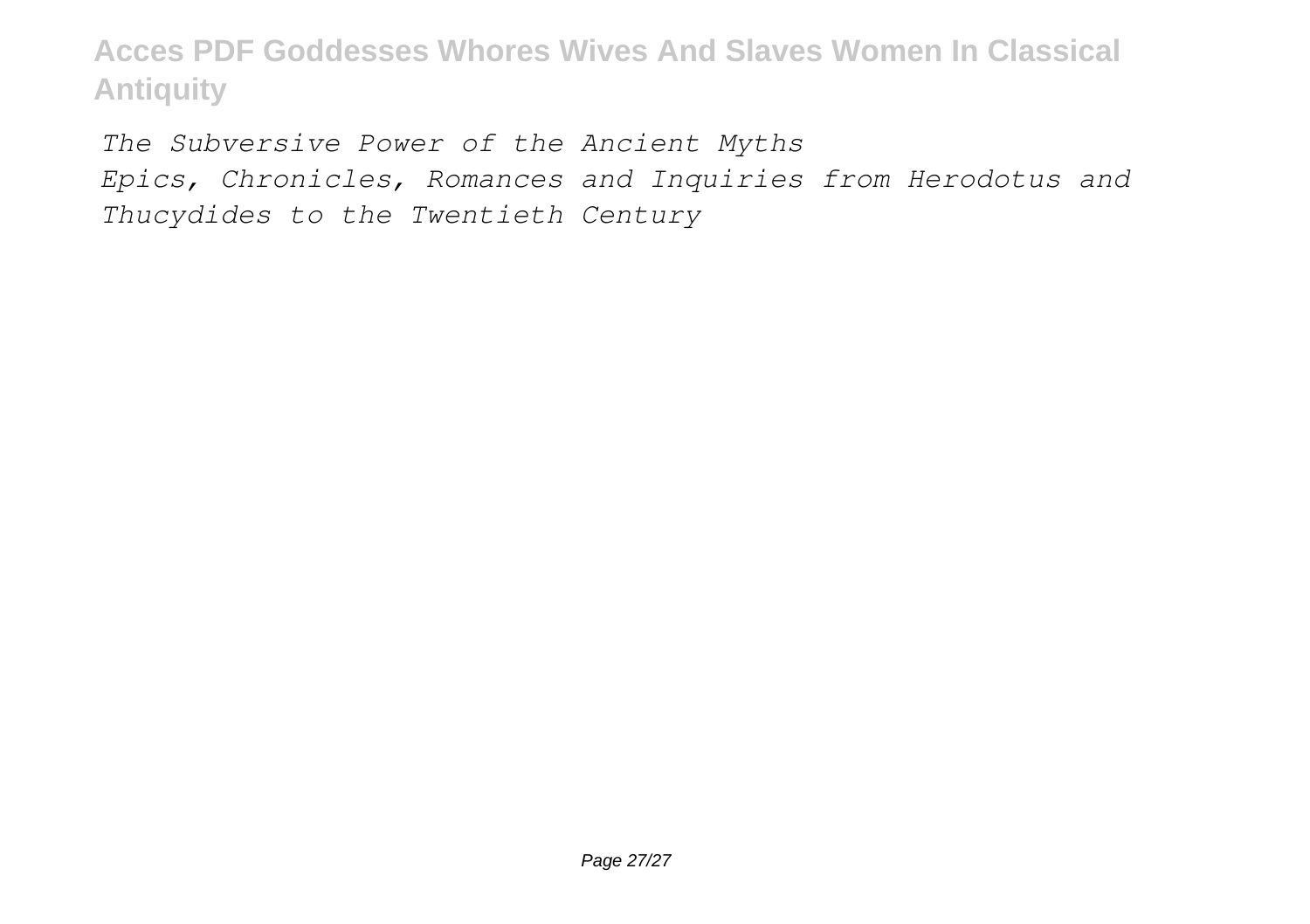*The Subversive Power of the Ancient Myths*

*Epics, Chronicles, Romances and Inquiries from Herodotus and Thucydides to the Twentieth Century*